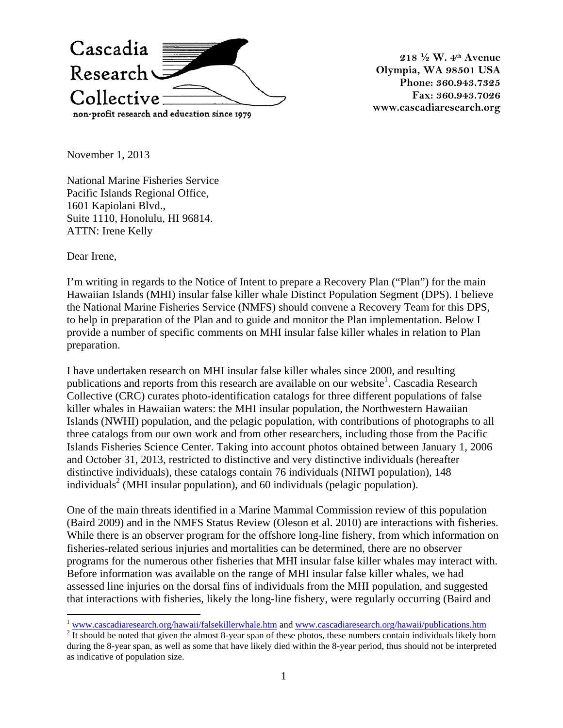Cascadia Research Collective

non-profit research and education since 1979

**218 ½ W. 4th Avenue**
**Olympia, WA 98501 USA**
**Phone: 360.943.7325**
**Fax: 360.943.7026**
**www.cascadiaresearch.org**

November 1, 2013

National Marine Fisheries Service
Pacific Islands Regional Office,
1601 Kapiolani Blvd.,
Suite 1110, Honolulu, HI 96814.
ATTN: Irene Kelly

Dear Irene,

I'm writing in regards to the Notice of Intent to prepare a Recovery Plan ("Plan") for the main Hawaiian Islands (MHI) insular false killer whale Distinct Population Segment (DPS). I believe the National Marine Fisheries Service (NMFS) should convene a Recovery Team for this DPS, to help in preparation of the Plan and to guide and monitor the Plan implementation. Below I provide a number of specific comments on MHI insular false killer whales in relation to Plan preparation.

I have undertaken research on MHI insular false killer whales since 2000, and resulting publications and reports from this research are available on our website[1]. Cascadia Research Collective (CRC) curates photo-identification catalogs for three different populations of false killer whales in Hawaiian waters: the MHI insular population, the Northwestern Hawaiian Islands (NWHI) population, and the pelagic population, with contributions of photographs to all three catalogs from our own work and from other researchers, including those from the Pacific Islands Fisheries Science Center. Taking into account photos obtained between January 1, 2006 and October 31, 2013, restricted to distinctive and very distinctive individuals (hereafter distinctive individuals), these catalogs contain 76 individuals (NHWI population), 148 individuals[2] (MHI insular population), and 60 individuals (pelagic population).

One of the main threats identified in a Marine Mammal Commission review of this population (Baird 2009) and in the NMFS Status Review (Oleson et al. 2010) are interactions with fisheries. While there is an observer program for the offshore long-line fishery, from which information on fisheries-related serious injuries and mortalities can be determined, there are no observer programs for the numerous other fisheries that MHI insular false killer whales may interact with. Before information was available on the range of MHI insular false killer whales, we had assessed line injuries on the dorsal fins of individuals from the MHI population, and suggested that interactions with fisheries, likely the long-line fishery, were regularly occurring (Baird and

[1] www.cascadiaresearch.org/hawaii/falsekillerwhale.htm and www.cascadiaresearch.org/hawaii/publications.htm

[2] It should be noted that given the almost 8-year span of these photos, these numbers contain individuals likely born during the 8-year span, as well as some that have likely died within the 8-year period, thus should not be interpreted as indicative of population size.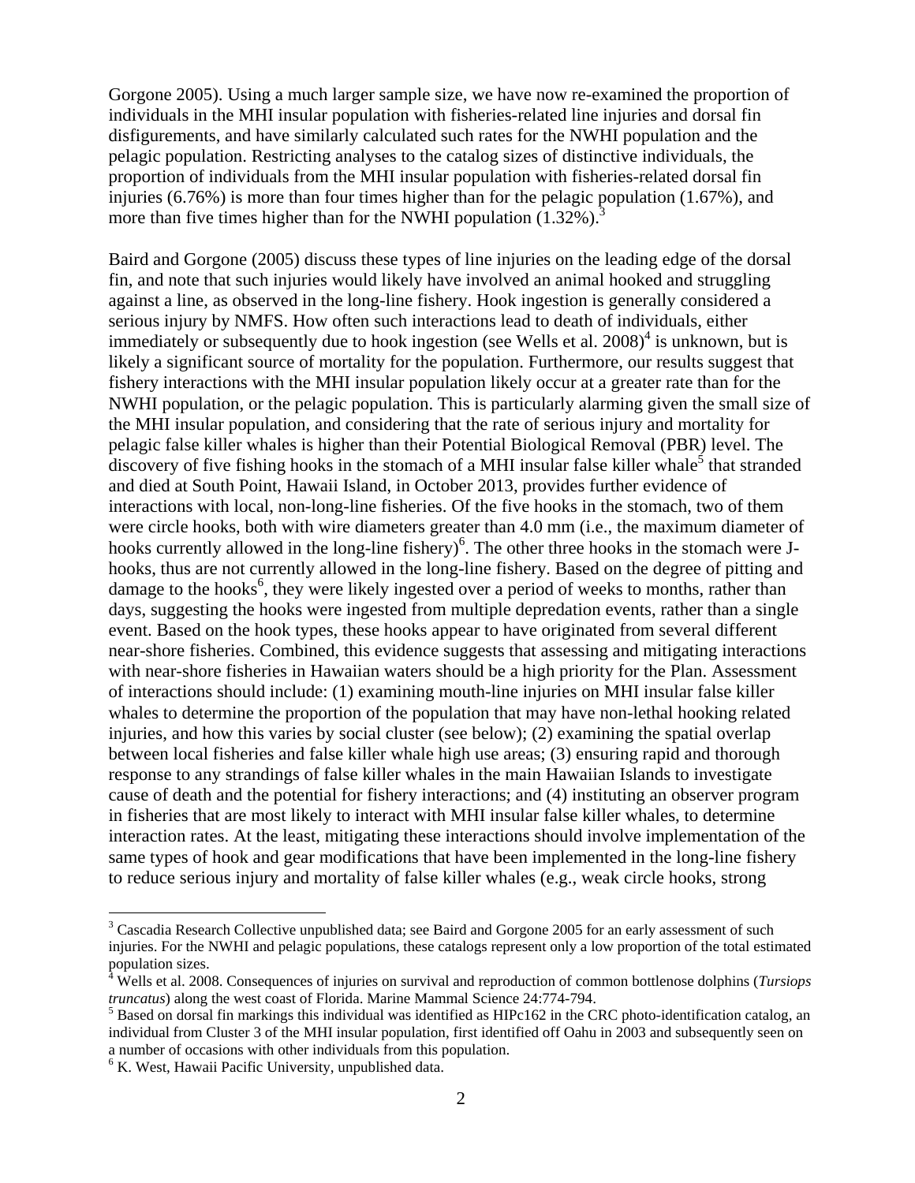Gorgone 2005). Using a much larger sample size, we have now re-examined the proportion of individuals in the MHI insular population with fisheries-related line injuries and dorsal fin disfigurements, and have similarly calculated such rates for the NWHI population and the pelagic population. Restricting analyses to the catalog sizes of distinctive individuals, the proportion of individuals from the MHI insular population with fisheries-related dorsal fin injuries (6.76%) is more than four times higher than for the pelagic population (1.67%), and more than five times higher than for the NWHI population (1.32%).[3]

Baird and Gorgone (2005) discuss these types of line injuries on the leading edge of the dorsal fin, and note that such injuries would likely have involved an animal hooked and struggling against a line, as observed in the long-line fishery. Hook ingestion is generally considered a serious injury by NMFS. How often such interactions lead to death of individuals, either immediately or subsequently due to hook ingestion (see Wells et al. 2008)[4] is unknown, but is likely a significant source of mortality for the population. Furthermore, our results suggest that fishery interactions with the MHI insular population likely occur at a greater rate than for the NWHI population, or the pelagic population. This is particularly alarming given the small size of the MHI insular population, and considering that the rate of serious injury and mortality for pelagic false killer whales is higher than their Potential Biological Removal (PBR) level. The discovery of five fishing hooks in the stomach of a MHI insular false killer whale[5] that stranded and died at South Point, Hawaii Island, in October 2013, provides further evidence of interactions with local, non-long-line fisheries. Of the five hooks in the stomach, two of them were circle hooks, both with wire diameters greater than 4.0 mm (i.e., the maximum diameter of hooks currently allowed in the long-line fishery)[6]. The other three hooks in the stomach were J-hooks, thus are not currently allowed in the long-line fishery. Based on the degree of pitting and damage to the hooks[6], they were likely ingested over a period of weeks to months, rather than days, suggesting the hooks were ingested from multiple depredation events, rather than a single event. Based on the hook types, these hooks appear to have originated from several different near-shore fisheries. Combined, this evidence suggests that assessing and mitigating interactions with near-shore fisheries in Hawaiian waters should be a high priority for the Plan. Assessment of interactions should include: (1) examining mouth-line injuries on MHI insular false killer whales to determine the proportion of the population that may have non-lethal hooking related injuries, and how this varies by social cluster (see below); (2) examining the spatial overlap between local fisheries and false killer whale high use areas; (3) ensuring rapid and thorough response to any strandings of false killer whales in the main Hawaiian Islands to investigate cause of death and the potential for fishery interactions; and (4) instituting an observer program in fisheries that are most likely to interact with MHI insular false killer whales, to determine interaction rates. At the least, mitigating these interactions should involve implementation of the same types of hook and gear modifications that have been implemented in the long-line fishery to reduce serious injury and mortality of false killer whales (e.g., weak circle hooks, strong

---

[3] Cascadia Research Collective unpublished data; see Baird and Gorgone 2005 for an early assessment of such injuries. For the NWHI and pelagic populations, these catalogs represent only a low proportion of the total estimated population sizes.

[4] Wells et al. 2008. Consequences of injuries on survival and reproduction of common bottlenose dolphins (*Tursiops truncatus*) along the west coast of Florida. Marine Mammal Science 24:774-794.

[5] Based on dorsal fin markings this individual was identified as HIPc162 in the CRC photo-identification catalog, an individual from Cluster 3 of the MHI insular population, first identified off Oahu in 2003 and subsequently seen on a number of occasions with other individuals from this population.

[6] K. West, Hawaii Pacific University, unpublished data.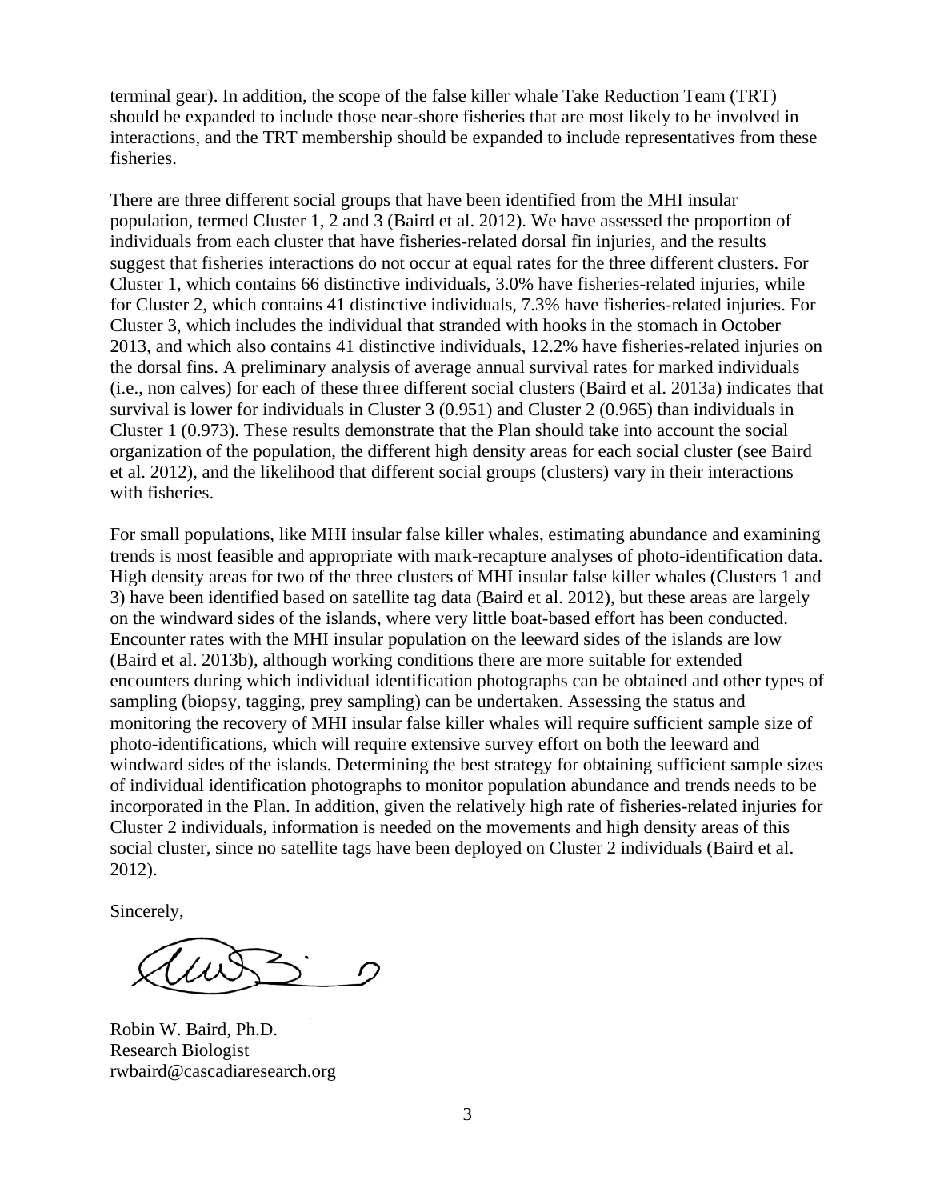terminal gear). In addition, the scope of the false killer whale Take Reduction Team (TRT) should be expanded to include those near-shore fisheries that are most likely to be involved in interactions, and the TRT membership should be expanded to include representatives from these fisheries.

There are three different social groups that have been identified from the MHI insular population, termed Cluster 1, 2 and 3 (Baird et al. 2012). We have assessed the proportion of individuals from each cluster that have fisheries-related dorsal fin injuries, and the results suggest that fisheries interactions do not occur at equal rates for the three different clusters. For Cluster 1, which contains 66 distinctive individuals, 3.0% have fisheries-related injuries, while for Cluster 2, which contains 41 distinctive individuals, 7.3% have fisheries-related injuries. For Cluster 3, which includes the individual that stranded with hooks in the stomach in October 2013, and which also contains 41 distinctive individuals, 12.2% have fisheries-related injuries on the dorsal fins. A preliminary analysis of average annual survival rates for marked individuals (i.e., non calves) for each of these three different social clusters (Baird et al. 2013a) indicates that survival is lower for individuals in Cluster 3 (0.951) and Cluster 2 (0.965) than individuals in Cluster 1 (0.973). These results demonstrate that the Plan should take into account the social organization of the population, the different high density areas for each social cluster (see Baird et al. 2012), and the likelihood that different social groups (clusters) vary in their interactions with fisheries.

For small populations, like MHI insular false killer whales, estimating abundance and examining trends is most feasible and appropriate with mark-recapture analyses of photo-identification data. High density areas for two of the three clusters of MHI insular false killer whales (Clusters 1 and 3) have been identified based on satellite tag data (Baird et al. 2012), but these areas are largely on the windward sides of the islands, where very little boat-based effort has been conducted. Encounter rates with the MHI insular population on the leeward sides of the islands are low (Baird et al. 2013b), although working conditions there are more suitable for extended encounters during which individual identification photographs can be obtained and other types of sampling (biopsy, tagging, prey sampling) can be undertaken. Assessing the status and monitoring the recovery of MHI insular false killer whales will require sufficient sample size of photo-identifications, which will require extensive survey effort on both the leeward and windward sides of the islands. Determining the best strategy for obtaining sufficient sample sizes of individual identification photographs to monitor population abundance and trends needs to be incorporated in the Plan. In addition, given the relatively high rate of fisheries-related injuries for Cluster 2 individuals, information is needed on the movements and high density areas of this social cluster, since no satellite tags have been deployed on Cluster 2 individuals (Baird et al. 2012).

Sincerely,

Robin W. Baird, Ph.D.
Research Biologist
rwbaird@cascadiaresearch.org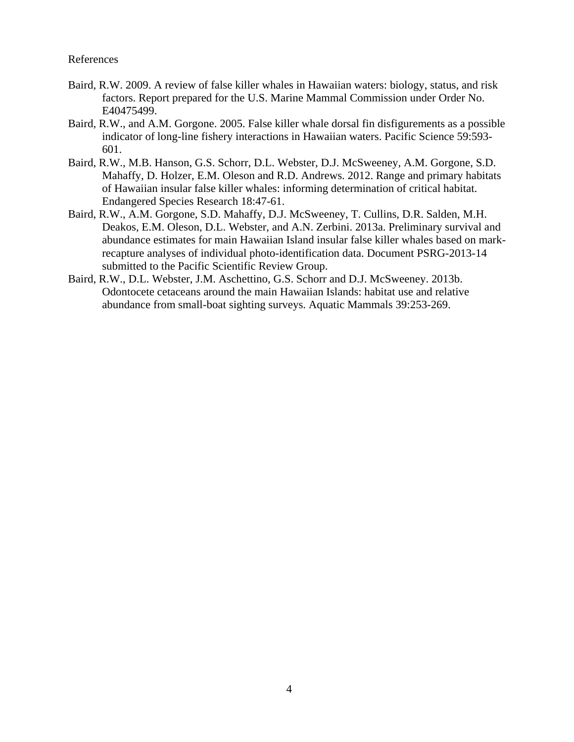## References

Baird, R.W. 2009. A review of false killer whales in Hawaiian waters: biology, status, and risk factors. Report prepared for the U.S. Marine Mammal Commission under Order No. E40475499.

Baird, R.W., and A.M. Gorgone. 2005. False killer whale dorsal fin disfigurements as a possible indicator of long-line fishery interactions in Hawaiian waters. Pacific Science 59:593-601.

Baird, R.W., M.B. Hanson, G.S. Schorr, D.L. Webster, D.J. McSweeney, A.M. Gorgone, S.D. Mahaffy, D. Holzer, E.M. Oleson and R.D. Andrews. 2012. Range and primary habitats of Hawaiian insular false killer whales: informing determination of critical habitat. Endangered Species Research 18:47-61.

Baird, R.W., A.M. Gorgone, S.D. Mahaffy, D.J. McSweeney, T. Cullins, D.R. Salden, M.H. Deakos, E.M. Oleson, D.L. Webster, and A.N. Zerbini. 2013a. Preliminary survival and abundance estimates for main Hawaiian Island insular false killer whales based on mark-recapture analyses of individual photo-identification data. Document PSRG-2013-14 submitted to the Pacific Scientific Review Group.

Baird, R.W., D.L. Webster, J.M. Aschettino, G.S. Schorr and D.J. McSweeney. 2013b. Odontocete cetaceans around the main Hawaiian Islands: habitat use and relative abundance from small-boat sighting surveys. Aquatic Mammals 39:253-269.